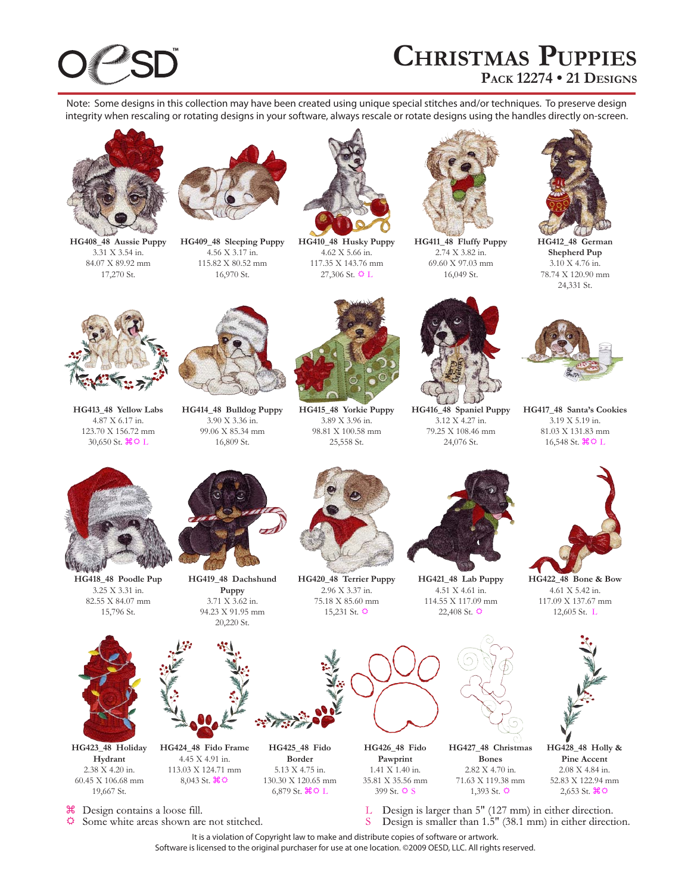# Christmas Puppies

## Pack 12274 • 21 Designs

Note: Some designs in this collection may have been created using unique special stitches and/or techniques. To preserve design integrity when rescaling or rotating designs in your software, always rescale or rotate designs using the handles directly on-screen.

**HG408_48 Aussie Puppy**
3.31 X 3.54 in.
84.07 X 89.92 mm
17,270 St.

**HG409_48 Sleeping Puppy**
4.56 X 3.17 in.
115.82 X 80.52 mm
16,970 St.

**HG410_48 Husky Puppy**
4.62 X 5.66 in.
117.35 X 143.76 mm
27,306 St. ☼ L

**HG411_48 Fluffy Puppy**
2.74 X 3.82 in.
69.60 X 97.03 mm
16,049 St.

**HG412_48 German Shepherd Pup**
3.10 X 4.76 in.
78.74 X 120.90 mm
24,331 St.

**HG413_48 Yellow Labs**
4.87 X 6.17 in.
123.70 X 156.72 mm
30,650 St. ⌘☼ L

**HG414_48 Bulldog Puppy**
3.90 X 3.36 in.
99.06 X 85.34 mm
16,809 St.

**HG415_48 Yorkie Puppy**
3.89 X 3.96 in.
98.81 X 100.58 mm
25,558 St.

**HG416_48 Spaniel Puppy**
3.12 X 4.27 in.
79.25 X 108.46 mm
24,076 St.

**HG417_48 Santa's Cookies**
3.19 X 5.19 in.
81.03 X 131.83 mm
16,548 St. ⌘☼ L

**HG418_48 Poodle Pup**
3.25 X 3.31 in.
82.55 X 84.07 mm
15,796 St.

**HG419_48 Dachshund Puppy**
3.71 X 3.62 in.
94.23 X 91.95 mm
20,220 St.

**HG420_48 Terrier Puppy**
2.96 X 3.37 in.
75.18 X 85.60 mm
15,231 St. ☼

**HG421_48 Lab Puppy**
4.51 X 4.61 in.
114.55 X 117.09 mm
22,408 St. ☼

**HG422_48 Bone & Bow**
4.61 X 5.42 in.
117.09 X 137.67 mm
12,605 St. L

**HG423_48 Holiday Hydrant**
2.38 X 4.20 in.
60.45 X 106.68 mm
19,667 St.

**HG424_48 Fido Frame**
4.45 X 4.91 in.
113.03 X 124.71 mm
8,043 St. ⌘☼

**HG425_48 Fido Border**
5.13 X 4.75 in.
130.30 X 120.65 mm
6,879 St. ⌘☼ L

**HG426_48 Fido Pawprint**
1.41 X 1.40 in.
35.81 X 35.56 mm
399 St. ☼ S

**HG427_48 Christmas Bones**
2.82 X 4.70 in.
71.63 X 119.38 mm
1,393 St. ☼

**HG428_48 Holly & Pine Accent**
2.08 X 4.84 in.
52.83 X 122.94 mm
2,653 St. ⌘☼

⌘ Design contains a loose fill.
☼ Some white areas shown are not stitched.
L Design is larger than 5" (127 mm) in either direction.
S Design is smaller than 1.5" (38.1 mm) in either direction.

It is a violation of Copyright law to make and distribute copies of software or artwork.
Software is licensed to the original purchaser for use at one location. ©2009 OESD, LLC. All rights reserved.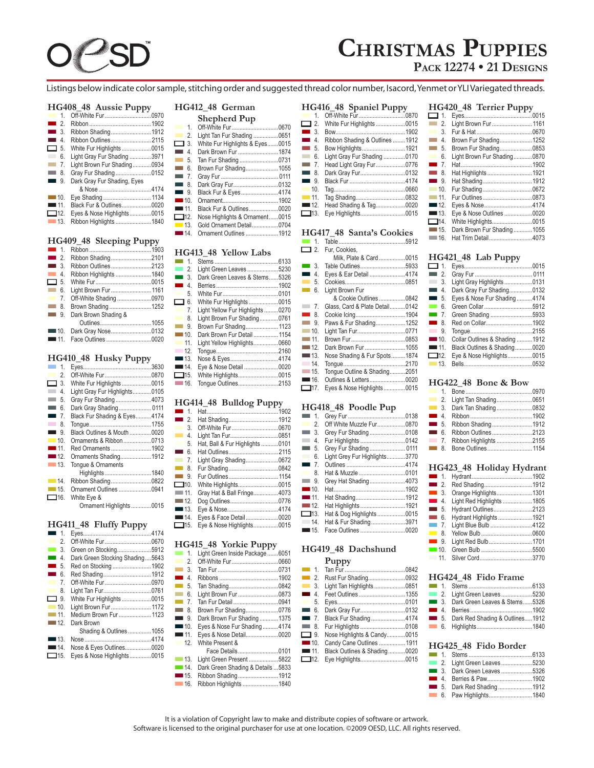# Christmas Puppies

## Pack 12274 • 21 Designs

Listings below indicate color sample, stitching order and suggested thread color number, Isacord, Yenmet or YLI Variegated threads.

### HG408_48 Aussie Puppy

1. Off-White Fur ..... 0970
2. Ribbon ..... 1902
3. Ribbon Shading ..... 1912
4. Ribbon Outlines ..... 2115
5. White Fur Highlights ..... 0015
6. Light Gray Fur Shading ..... 3971
7. Light Brown Fur Shading ..... 0934
8. Gray Fur Shading ..... 0152
9. Dark Gray Fur Shading, Eyes & Nose ..... 4174
10. Eye Shading ..... 1134
11. Black Fur & Outlines ..... 0020
12. Eyes & Nose Highlights ..... 0015
13. Ribbon Highlights ..... 1840

### HG409_48 Sleeping Puppy

1. Ribbon ..... 1903
2. Ribbon Shading ..... 2101
3. Ribbon Outlines ..... 2123
4. Ribbon Highlights ..... 1840
5. White Fur ..... 0015
6. Light Brown Fur ..... 1161
7. Off-White Shading ..... 0970
8. Brown Shading ..... 1252
9. Dark Brown Shading & Outlines ..... 1055
10. Dark Gray Nose ..... 0132
11. Face Outlines ..... 0020

### HG410_48 Husky Puppy

1. Eyes ..... 3630
2. Off-White Fur ..... 0870
3. White Fur Highlights ..... 0015
4. Light Gray Fur Highlights ..... 0105
5. Gray Fur Shading ..... 4073
6. Dark Gray Shading ..... 0111
7. Black Fur Shading & Eyes ..... 4174
8. Tongue ..... 1755
9. Black Outlines & Mouth ..... 0020
10. Ornaments & Ribbon ..... 0713
11. Red Ornaments ..... 1902
12. Ornaments Shading ..... 1912
13. Tongue & Ornaments Highlights ..... 1840
14. Ribbon Shading ..... 0822
15. Ornament Outlines ..... 0941
16. White Eye & Ornament Highlights ..... 0015

### HG411_48 Fluffy Puppy

1. Eyes ..... 4174
2. Off-White Fur ..... 0670
3. Green on Stocking ..... 5912
4. Dark Green Stocking Shading ..... 5643
5. Red on Stocking ..... 1902
6. Red Shading ..... 1912
7. Off-White Fur ..... 0970
8. Light Tan Fur ..... 0761
9. White Fur Highlights ..... 0015
10. Light Brown Fur ..... 1172
11. Medium Brown Fur ..... 1123
12. Dark Brown Shading & Outlines ..... 1055
13. Nose ..... 4174
14. Nose & Eyes Outlines ..... 0020
15. Eyes & Nose Highlights ..... 0015

### HG412_48 German Shepherd Pup

1. Off-White Fur ..... 0670
2. Light Tan Fur Shading ..... 0651
3. White Fur Highlights & Eyes ..... 0015
4. Dark Brown Fur ..... 1874
5. Tan Fur Shading ..... 0731
6. Brown Fur Shading ..... 1055
7. Gray Fur ..... 0111
8. Dark Gray Fur ..... 0132
9. Black Fur & Eyes ..... 4174
10. Ornament ..... 1902
11. Black Fur & Outlines ..... 0020
12. Nose Highlights & Ornament ..... 0015
13. Gold Ornament Detail ..... 0704
14. Ornament Outlines ..... 1912

### HG413_48 Yellow Labs

1. Stems ..... 6133
2. Light Green Leaves ..... 5230
3. Dark Green Leaves & Stems ..... 5326
4. Berries ..... 1902
5. White Fur ..... 0101
6. White Fur Highlights ..... 0015
7. Light Yellow Fur Highlights ..... 0270
8. Light Brown Fur Shading ..... 0761
9. Brown Fur Shading ..... 1123
10. Dark Brown Fur Detail ..... 1154
11. Light Yellow Highlights ..... 0660
12. Tongue ..... 2160
13. Nose & Eyes ..... 4174
14. Eye & Nose Detail ..... 0020
15. White Highlights ..... 0015
16. Tongue Outlines ..... 2153

### HG414_48 Bulldog Puppy

1. Hat ..... 1902
2. Hat Shading ..... 1912
3. Off-White Fur ..... 0670
4. Light Tan Fur ..... 0851
5. Hat, Ball & Fur Highlights ..... 0101
6. Hat Outlines ..... 2115
7. Light Gray Shading ..... 0672
8. Fur Shading ..... 0842
9. Fur Outlines ..... 1154
10. White Highlights ..... 0015
11. Gray Hat & Ball Fringe ..... 4073
12. Dog Outlines ..... 0776
13. Eye & Nose ..... 4174
14. Eyes & Face Detail ..... 0020
15. Eye & Nose Highlights ..... 0015

### HG415_48 Yorkie Puppy

1. Light Green Inside Package ..... 6051
2. Off-White Fur ..... 0660
3. Tan Fur ..... 0731
4. Ribbons ..... 1902
5. Tan Shading ..... 0842
6. Light Brown Fur ..... 0873
7. Tan Fur Detail ..... 0941
8. Brown Fur Shading ..... 0776
9. Dark Brown Fur Shading ..... 1375
10. Eyes & Nose Fur Shading ..... 4174
11. Eyes & Nose Detail ..... 0020
12. White Present & Face Details ..... 0101
13. Light Green Present ..... 5822
14. Dark Green Shading & Details ..... 5833
15. Ribbon Shading ..... 1912
16. Ribbon Highlights ..... 1840

### HG416_48 Spaniel Puppy

1. Off-White Fur ..... 0870
2. White Fur Highlights ..... 0015
3. Bow ..... 1902
4. Ribbon Shading & Outlines ..... 1912
5. Bow Highlights ..... 1921
6. Light Gray Fur Shading ..... 0170
7. Head Light Gray Fur ..... 0776
8. Dark Gray Fur ..... 0132
9. Black Fur ..... 4174
10. Tag ..... 0660
11. Tag Shading ..... 0832
12. Head Shading & Tag ..... 0020
13. Eye Highlights ..... 0015

### HG417_48 Santa's Cookies

1. Table ..... 5912
2. Fur, Cookies, Milk, Plate & Card ..... 0015
3. Table Outlines ..... 5933
4. Eyes & Ear Detail ..... 4174
5. Cookies ..... 0851
6. Light Brown Fur & Cookie Outlines ..... 0842
7. Glass, Card & Plate Detail ..... 0142
8. Cookie Icing ..... 1904
9. Paws & Fur Shading ..... 1252
10. Light Tan Fur ..... 0771
11. Brown Fur ..... 0853
12. Dark Brown Fur ..... 1055
13. Nose Shading & Fur Spots ..... 1874
14. Tongue ..... 2170
15. Tongue Outline & Shading ..... 2051
16. Outlines & Letters ..... 0020
17. Eyes & Nose Highlights ..... 0015

### HG418_48 Poodle Pup

1. Grey Fur ..... 0138
2. Off White Muzzle Fur ..... 0870
3. Grey Fur Shading ..... 0108
4. Fur Highlights ..... 0142
5. Grey Fur Shading ..... 0111
6. Light Grey Fur Highlights ..... 3770
7. Outlines ..... 4174
8. Hat & Muzzle ..... 0101
9. Grey Hat Shading ..... 4073
10. Hat ..... 1902
11. Hat Shading ..... 1912
12. Hat Highlights ..... 1921
13. Hat & Dog Highlights ..... 0015
14. Hat & Fur Shading ..... 3971
15. Face Outlines ..... 0020

### HG419_48 Dachshund Puppy

1. Tan Fur ..... 0842
2. Rust Fur Shading ..... 0932
3. Light Tan Highlights ..... 0851
4. Feet Outlines ..... 1355
5. Eyes ..... 0101
6. Dark Gray Fur ..... 0132
7. Black Fur Shading ..... 4174
8. Fur Highlights ..... 0108
9. Nose Highlights & Candy ..... 0015
10. Candy Cane Outlines ..... 1911
11. Black Outlines & Shading ..... 0020
12. Eye Highlights ..... 0015

### HG420_48 Terrier Puppy

1. Eyes ..... 0015
2. Light Brown Fur ..... 1161
3. Fur & Hat ..... 0670
4. Brown Fur Shading ..... 1252
5. Brown Fur Shading ..... 0853
6. Light Brown Fur Shading ..... 0870
7. Hat ..... 1902
8. Hat Highlights ..... 1921
9. Hat Shading ..... 1912
10. Fur Shading ..... 0672
11. Fur Outlines ..... 0873
12. Eyes & Nose ..... 4174
13. Eye & Nose Outlines ..... 0020
14. White Highlights ..... 0015
15. Dark Brown Fur Shading ..... 1055
16. Hat Trim Detail ..... 4073

### HG421_48 Lab Puppy

1. Eyes ..... 0015
2. Gray Fur ..... 0111
3. Light Gray Highlights ..... 0131
4. Dark Gray Fur Shading ..... 0132
5. Eyes & Nose Fur Shading ..... 4174
6. Green Collar ..... 5912
7. Green Shading ..... 5933
8. Red on Collar ..... 1902
9. Tongue ..... 2155
10. Collar Outlines & Shading ..... 1912
11. Black Outlines & Shading ..... 0020
12. Eye & Nose Highlights ..... 0015
13. Bells ..... 0532

### HG422_48 Bone & Bow

1. Bone ..... 0970
2. Light Tan Shading ..... 0651
3. Dark Tan Shading ..... 0832
4. Ribbon ..... 1902
5. Ribbon Shading ..... 1912
6. Ribbon Outlines ..... 2123
7. Ribbon Highlights ..... 2155
8. Bone Outlines ..... 1154

### HG423_48 Holiday Hydrant

1. Hydrant ..... 1902
2. Red Shading ..... 1912
3. Orange Highlights ..... 1301
4. Light Red Highlights ..... 1805
5. Hydrant Outlines ..... 2123
6. Hydrant Highlights ..... 1921
7. Light Blue Bulb ..... 4122
8. Yellow Bulb ..... 0600
9. Light Red Bulb ..... 1701
10. Green Bulb ..... 5500
11. Silver Cord ..... 3770

### HG424_48 Fido Frame

1. Stems ..... 6133
2. Light Green Leaves ..... 5230
3. Dark Green Leaves & Stems ..... 5326
4. Berries ..... 1902
5. Dark Red Shading & Outlines ..... 1912
6. Highlights ..... 1840

### HG425_48 Fido Border

1. Stems ..... 6133
2. Light Green Leaves ..... 5230
3. Dark Green Leaves ..... 5326
4. Berries & Paw ..... 1902
5. Dark Red Shading ..... 1912
6. Paw Highlights ..... 1840

It is a violation of Copyright law to make and distribute copies of software or artwork.
Software is licensed to the original purchaser for use at one location. ©2009 OESD, LLC. All rights reserved.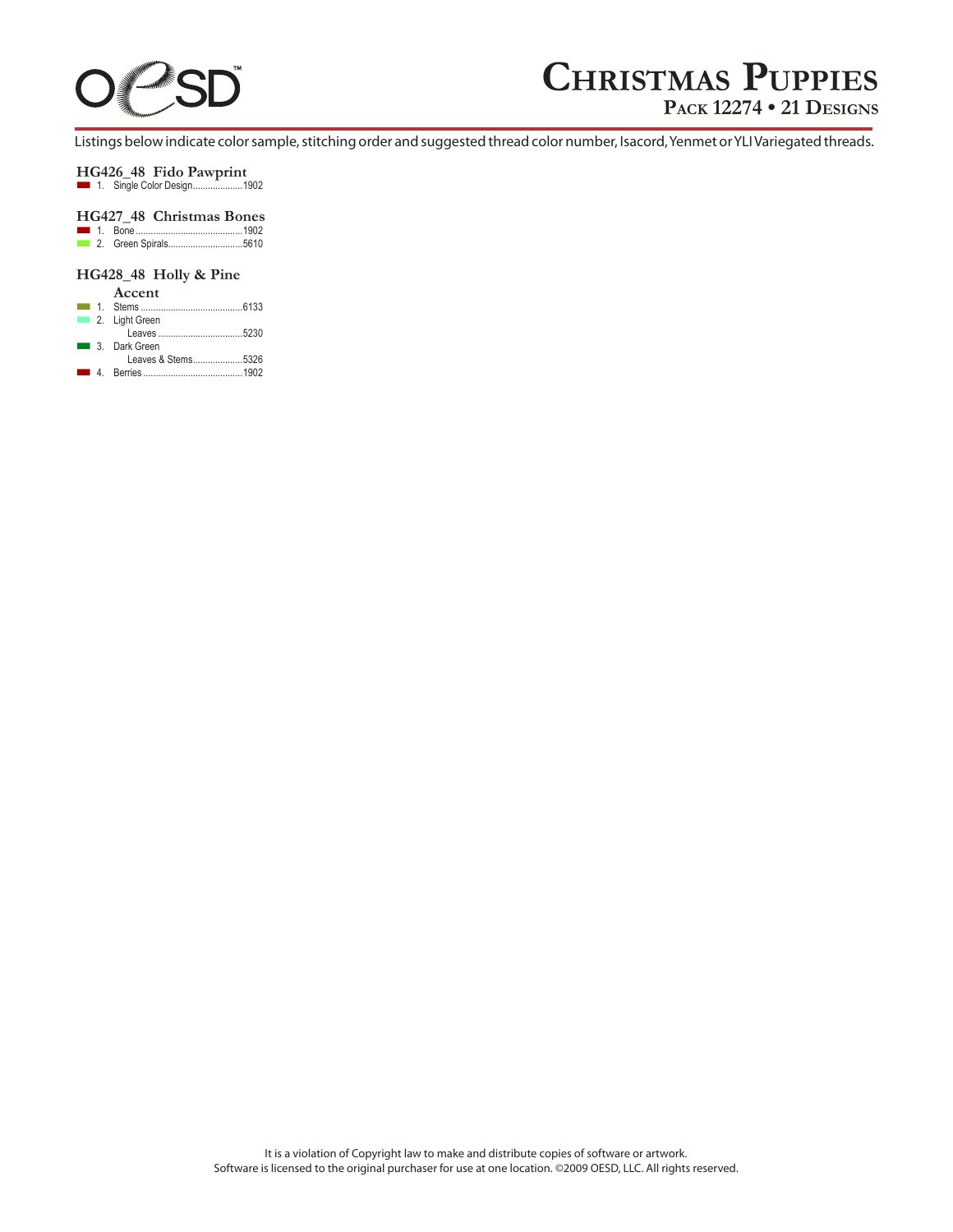# Christmas Puppies

## Pack 12274 • 21 Designs

Listings below indicate color sample, stitching order and suggested thread color number, Isacord, Yenmet or YLI Variegated threads.

### HG426_48 Fido Pawprint

1. Single Color Design....................1902

### HG427_48 Christmas Bones

1. Bone..........................................1902
2. Green Spirals.............................5610

### HG428_48 Holly & Pine Accent

1. Stems.........................................6133
2. Light Green
   Leaves.................................5230
3. Dark Green
   Leaves & Stems....................5326
4. Berries........................................1902

It is a violation of Copyright law to make and distribute copies of software or artwork.
Software is licensed to the original purchaser for use at one location. ©2009 OESD, LLC. All rights reserved.